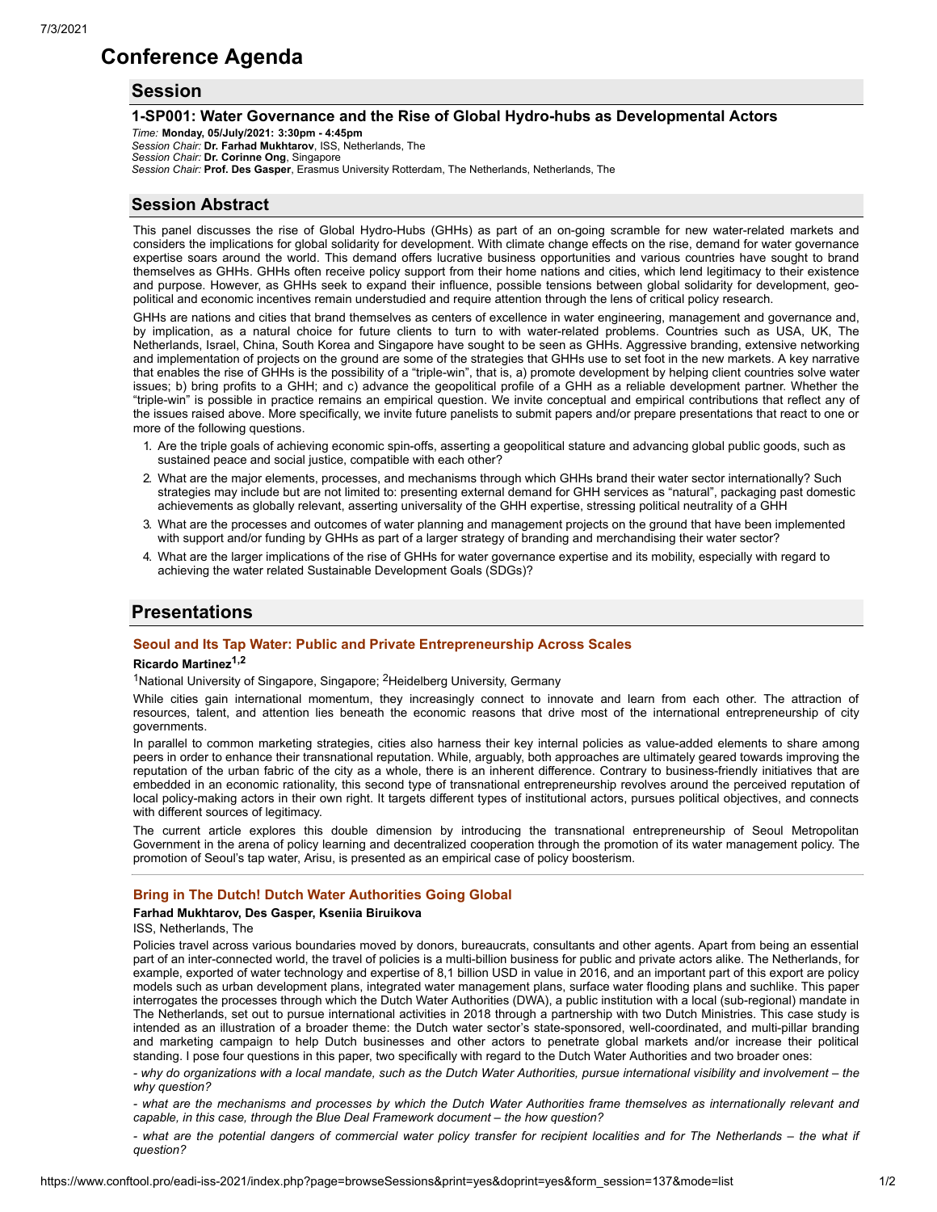# Conference Agenda

## Session

### 1-SP001: Water Governance and the Rise of Global Hydro-hubs as Developmental Actors

*Time:* **Monday, 05/July/2021: 3:30pm - 4:45pm**
*Session Chair:* **Dr. Farhad Mukhtarov**, ISS, Netherlands, The
*Session Chair:* **Dr. Corinne Ong**, Singapore
*Session Chair:* **Prof. Des Gasper**, Erasmus University Rotterdam, The Netherlands, Netherlands, The

## Session Abstract

This panel discusses the rise of Global Hydro-Hubs (GHHs) as part of an on-going scramble for new water-related markets and considers the implications for global solidarity for development. With climate change effects on the rise, demand for water governance expertise soars around the world. This demand offers lucrative business opportunities and various countries have sought to brand themselves as GHHs. GHHs often receive policy support from their home nations and cities, which lend legitimacy to their existence and purpose. However, as GHHs seek to expand their influence, possible tensions between global solidarity for development, geo-political and economic incentives remain understudied and require attention through the lens of critical policy research.

GHHs are nations and cities that brand themselves as centers of excellence in water engineering, management and governance and, by implication, as a natural choice for future clients to turn to with water-related problems. Countries such as USA, UK, The Netherlands, Israel, China, South Korea and Singapore have sought to be seen as GHHs. Aggressive branding, extensive networking and implementation of projects on the ground are some of the strategies that GHHs use to set foot in the new markets. A key narrative that enables the rise of GHHs is the possibility of a "triple-win", that is, a) promote development by helping client countries solve water issues; b) bring profits to a GHH; and c) advance the geopolitical profile of a GHH as a reliable development partner. Whether the "triple-win" is possible in practice remains an empirical question. We invite conceptual and empirical contributions that reflect any of the issues raised above. More specifically, we invite future panelists to submit papers and/or prepare presentations that react to one or more of the following questions.

1. Are the triple goals of achieving economic spin-offs, asserting a geopolitical stature and advancing global public goods, such as sustained peace and social justice, compatible with each other?
2. What are the major elements, processes, and mechanisms through which GHHs brand their water sector internationally? Such strategies may include but are not limited to: presenting external demand for GHH services as "natural", packaging past domestic achievements as globally relevant, asserting universality of the GHH expertise, stressing political neutrality of a GHH
3. What are the processes and outcomes of water planning and management projects on the ground that have been implemented with support and/or funding by GHHs as part of a larger strategy of branding and merchandising their water sector?
4. What are the larger implications of the rise of GHHs for water governance expertise and its mobility, especially with regard to achieving the water related Sustainable Development Goals (SDGs)?

## Presentations

### Seoul and Its Tap Water: Public and Private Entrepreneurship Across Scales

**Ricardo Martinez**[1,2]

[1]National University of Singapore, Singapore; [2]Heidelberg University, Germany

While cities gain international momentum, they increasingly connect to innovate and learn from each other. The attraction of resources, talent, and attention lies beneath the economic reasons that drive most of the international entrepreneurship of city governments.

In parallel to common marketing strategies, cities also harness their key internal policies as value-added elements to share among peers in order to enhance their transnational reputation. While, arguably, both approaches are ultimately geared towards improving the reputation of the urban fabric of the city as a whole, there is an inherent difference. Contrary to business-friendly initiatives that are embedded in an economic rationality, this second type of transnational entrepreneurship revolves around the perceived reputation of local policy-making actors in their own right. It targets different types of institutional actors, pursues political objectives, and connects with different sources of legitimacy.

The current article explores this double dimension by introducing the transnational entrepreneurship of Seoul Metropolitan Government in the arena of policy learning and decentralized cooperation through the promotion of its water management policy. The promotion of Seoul's tap water, Arisu, is presented as an empirical case of policy boosterism.

---

### Bring in The Dutch! Dutch Water Authorities Going Global

**Farhad Mukhtarov, Des Gasper, Kseniia Biruikova**

ISS, Netherlands, The

Policies travel across various boundaries moved by donors, bureaucrats, consultants and other agents. Apart from being an essential part of an inter-connected world, the travel of policies is a multi-billion business for public and private actors alike. The Netherlands, for example, exported of water technology and expertise of 8,1 billion USD in value in 2016, and an important part of this export are policy models such as urban development plans, integrated water management plans, surface water flooding plans and suchlike. This paper interrogates the processes through which the Dutch Water Authorities (DWA), a public institution with a local (sub-regional) mandate in The Netherlands, set out to pursue international activities in 2018 through a partnership with two Dutch Ministries. This case study is intended as an illustration of a broader theme: the Dutch water sector's state-sponsored, well-coordinated, and multi-pillar branding and marketing campaign to help Dutch businesses and other actors to penetrate global markets and/or increase their political standing. I pose four questions in this paper, two specifically with regard to the Dutch Water Authorities and two broader ones:

*- why do organizations with a local mandate, such as the Dutch Water Authorities, pursue international visibility and involvement – the why question?*

*- what are the mechanisms and processes by which the Dutch Water Authorities frame themselves as internationally relevant and capable, in this case, through the Blue Deal Framework document – the how question?*

*- what are the potential dangers of commercial water policy transfer for recipient localities and for The Netherlands – the what if question?*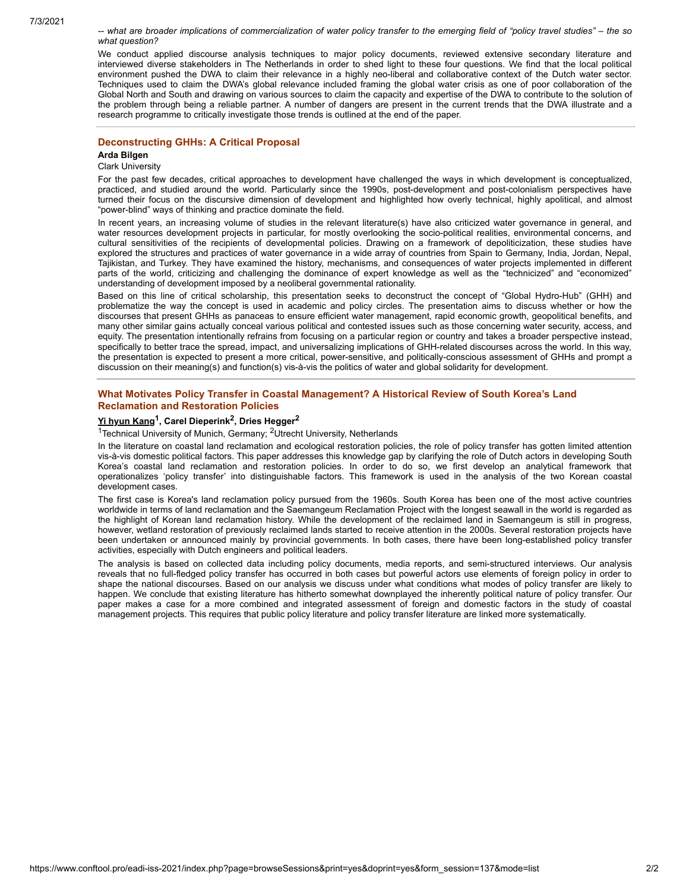*-- what are broader implications of commercialization of water policy transfer to the emerging field of "policy travel studies" – the so what question?*

We conduct applied discourse analysis techniques to major policy documents, reviewed extensive secondary literature and interviewed diverse stakeholders in The Netherlands in order to shed light to these four questions. We find that the local political environment pushed the DWA to claim their relevance in a highly neo-liberal and collaborative context of the Dutch water sector. Techniques used to claim the DWA's global relevance included framing the global water crisis as one of poor collaboration of the Global North and South and drawing on various sources to claim the capacity and expertise of the DWA to contribute to the solution of the problem through being a reliable partner. A number of dangers are present in the current trends that the DWA illustrate and a research programme to critically investigate those trends is outlined at the end of the paper.

---

### Deconstructing GHHs: A Critical Proposal

**Arda Bilgen**

Clark University

For the past few decades, critical approaches to development have challenged the ways in which development is conceptualized, practiced, and studied around the world. Particularly since the 1990s, post-development and post-colonialism perspectives have turned their focus on the discursive dimension of development and highlighted how overly technical, highly apolitical, and almost "power-blind" ways of thinking and practice dominate the field.

In recent years, an increasing volume of studies in the relevant literature(s) have also criticized water governance in general, and water resources development projects in particular, for mostly overlooking the socio-political realities, environmental concerns, and cultural sensitivities of the recipients of developmental policies. Drawing on a framework of depoliticization, these studies have explored the structures and practices of water governance in a wide array of countries from Spain to Germany, India, Jordan, Nepal, Tajikistan, and Turkey. They have examined the history, mechanisms, and consequences of water projects implemented in different parts of the world, criticizing and challenging the dominance of expert knowledge as well as the "technicized" and "economized" understanding of development imposed by a neoliberal governmental rationality.

Based on this line of critical scholarship, this presentation seeks to deconstruct the concept of "Global Hydro-Hub" (GHH) and problematize the way the concept is used in academic and policy circles. The presentation aims to discuss whether or how the discourses that present GHHs as panaceas to ensure efficient water management, rapid economic growth, geopolitical benefits, and many other similar gains actually conceal various political and contested issues such as those concerning water security, access, and equity. The presentation intentionally refrains from focusing on a particular region or country and takes a broader perspective instead, specifically to better trace the spread, impact, and universalizing implications of GHH-related discourses across the world. In this way, the presentation is expected to present a more critical, power-sensitive, and politically-conscious assessment of GHHs and prompt a discussion on their meaning(s) and function(s) vis-à-vis the politics of water and global solidarity for development.

---

### What Motivates Policy Transfer in Coastal Management? A Historical Review of South Korea's Land Reclamation and Restoration Policies

**Yi hyun Kang[1], Carel Dieperink[2], Dries Hegger[2]**

[1]Technical University of Munich, Germany; [2]Utrecht University, Netherlands

In the literature on coastal land reclamation and ecological restoration policies, the role of policy transfer has gotten limited attention vis-à-vis domestic political factors. This paper addresses this knowledge gap by clarifying the role of Dutch actors in developing South Korea's coastal land reclamation and restoration policies. In order to do so, we first develop an analytical framework that operationalizes 'policy transfer' into distinguishable factors. This framework is used in the analysis of the two Korean coastal development cases.

The first case is Korea's land reclamation policy pursued from the 1960s. South Korea has been one of the most active countries worldwide in terms of land reclamation and the Saemangeum Reclamation Project with the longest seawall in the world is regarded as the highlight of Korean land reclamation history. While the development of the reclaimed land in Saemangeum is still in progress, however, wetland restoration of previously reclaimed lands started to receive attention in the 2000s. Several restoration projects have been undertaken or announced mainly by provincial governments. In both cases, there have been long-established policy transfer activities, especially with Dutch engineers and political leaders.

The analysis is based on collected data including policy documents, media reports, and semi-structured interviews. Our analysis reveals that no full-fledged policy transfer has occurred in both cases but powerful actors use elements of foreign policy in order to shape the national discourses. Based on our analysis we discuss under what conditions what modes of policy transfer are likely to happen. We conclude that existing literature has hitherto somewhat downplayed the inherently political nature of policy transfer. Our paper makes a case for a more combined and integrated assessment of foreign and domestic factors in the study of coastal management projects. This requires that public policy literature and policy transfer literature are linked more systematically.